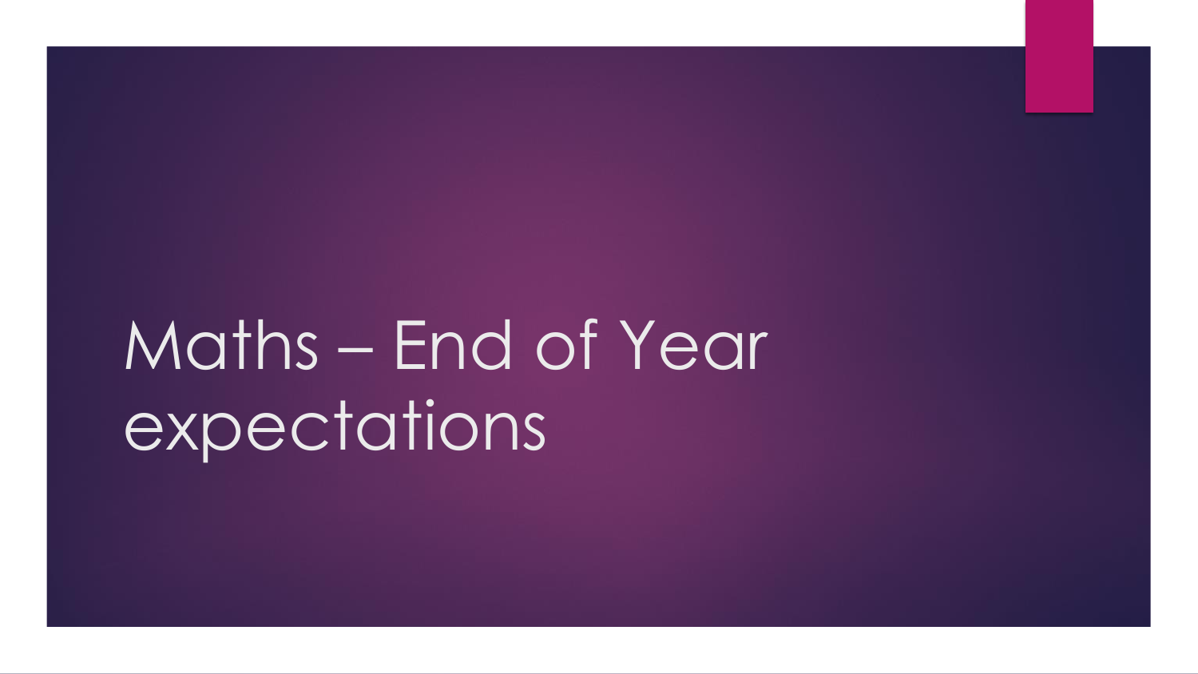# Maths – End of Year expectations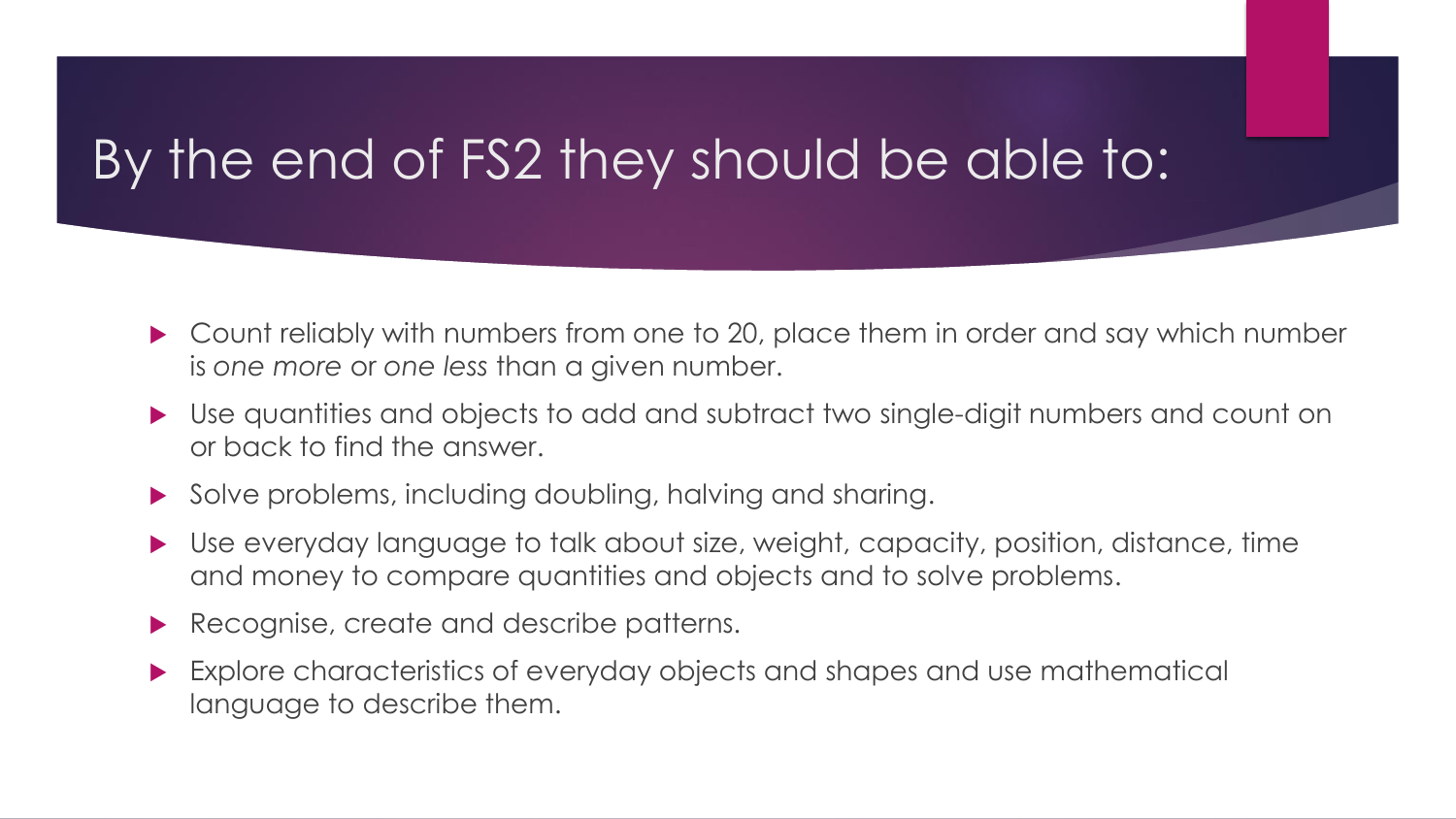# By the end of FS2 they should be able to:

- Count reliably with numbers from one to 20, place them in order and say which number is *one more* or *one less* than a given number.
- Use quantities and objects to add and subtract two single-digit numbers and count on or back to find the answer.
- Solve problems, including doubling, halving and sharing.
- Use everyday language to talk about size, weight, capacity, position, distance, time and money to compare quantities and objects and to solve problems.
- Recognise, create and describe patterns.
- Explore characteristics of everyday objects and shapes and use mathematical language to describe them.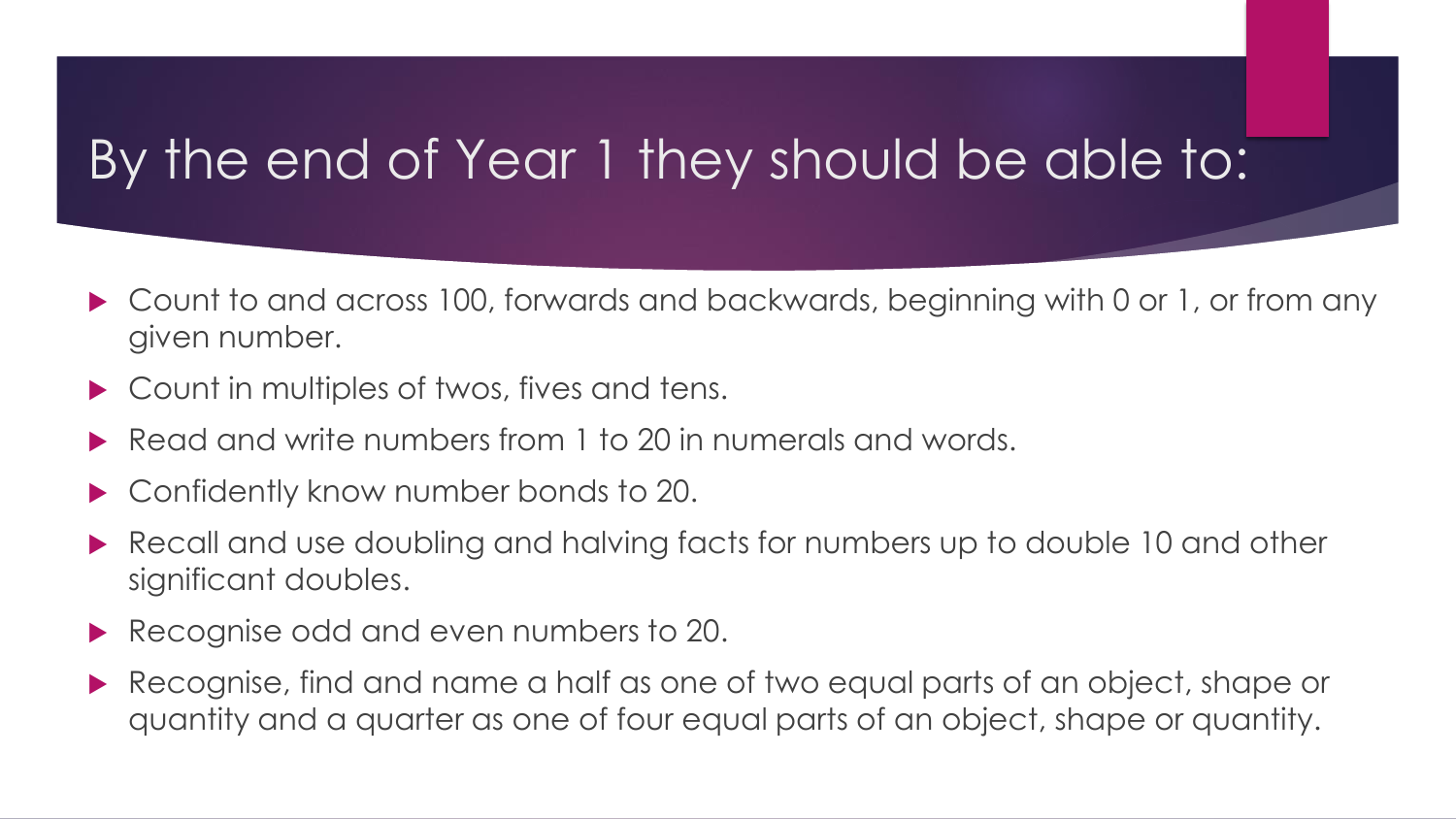# By the end of Year 1 they should be able to:

- Count to and across 100, forwards and backwards, beginning with 0 or 1, or from any given number.
- Count in multiples of twos, fives and tens.
- Read and write numbers from 1 to 20 in numerals and words.
- Confidently know number bonds to 20.
- Recall and use doubling and halving facts for numbers up to double 10 and other significant doubles.
- Recognise odd and even numbers to 20.
- Recognise, find and name a half as one of two equal parts of an object, shape or quantity and a quarter as one of four equal parts of an object, shape or quantity.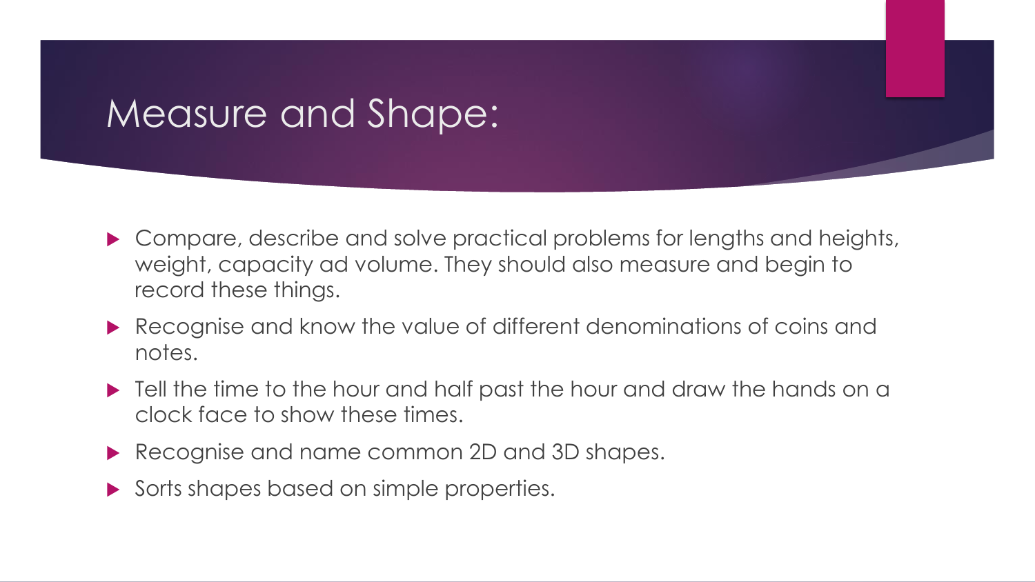# Measure and Shape:

- Compare, describe and solve practical problems for lengths and heights, weight, capacity ad volume. They should also measure and begin to record these things.
- Recognise and know the value of different denominations of coins and notes.
- Tell the time to the hour and half past the hour and draw the hands on a clock face to show these times.
- Recognise and name common 2D and 3D shapes.
- Sorts shapes based on simple properties.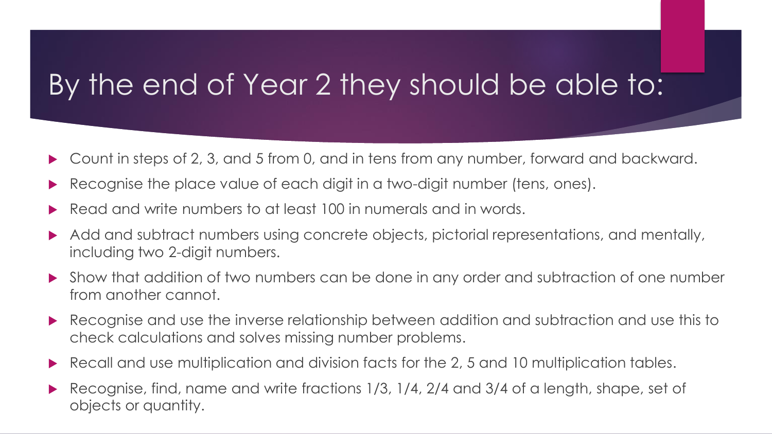# By the end of Year 2 they should be able to:

- Count in steps of 2, 3, and 5 from 0, and in tens from any number, forward and backward.
- Recognise the place value of each digit in a two-digit number (tens, ones).
- Read and write numbers to at least 100 in numerals and in words.
- Add and subtract numbers using concrete objects, pictorial representations, and mentally, including two 2-digit numbers.
- Show that addition of two numbers can be done in any order and subtraction of one number from another cannot.
- Recognise and use the inverse relationship between addition and subtraction and use this to check calculations and solves missing number problems.
- Recall and use multiplication and division facts for the 2, 5 and 10 multiplication tables.
- Recognise, find, name and write fractions 1/3, 1/4, 2/4 and 3/4 of a length, shape, set of objects or quantity.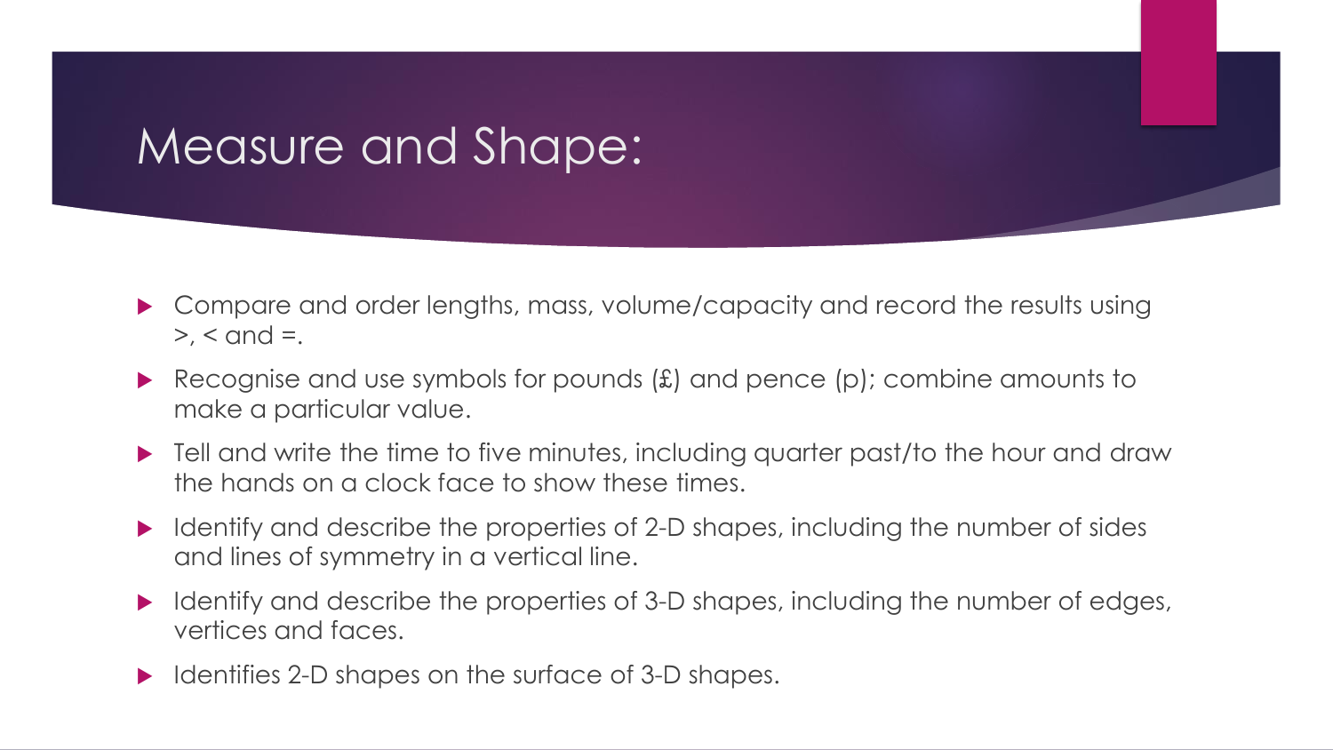# Measure and Shape:

- Compare and order lengths, mass, volume/capacity and record the results using >, < and =.
- Recognise and use symbols for pounds (£) and pence (p); combine amounts to make a particular value.
- Tell and write the time to five minutes, including quarter past/to the hour and draw the hands on a clock face to show these times.
- Identify and describe the properties of 2-D shapes, including the number of sides and lines of symmetry in a vertical line.
- Identify and describe the properties of 3-D shapes, including the number of edges, vertices and faces.
- Identifies 2-D shapes on the surface of 3-D shapes.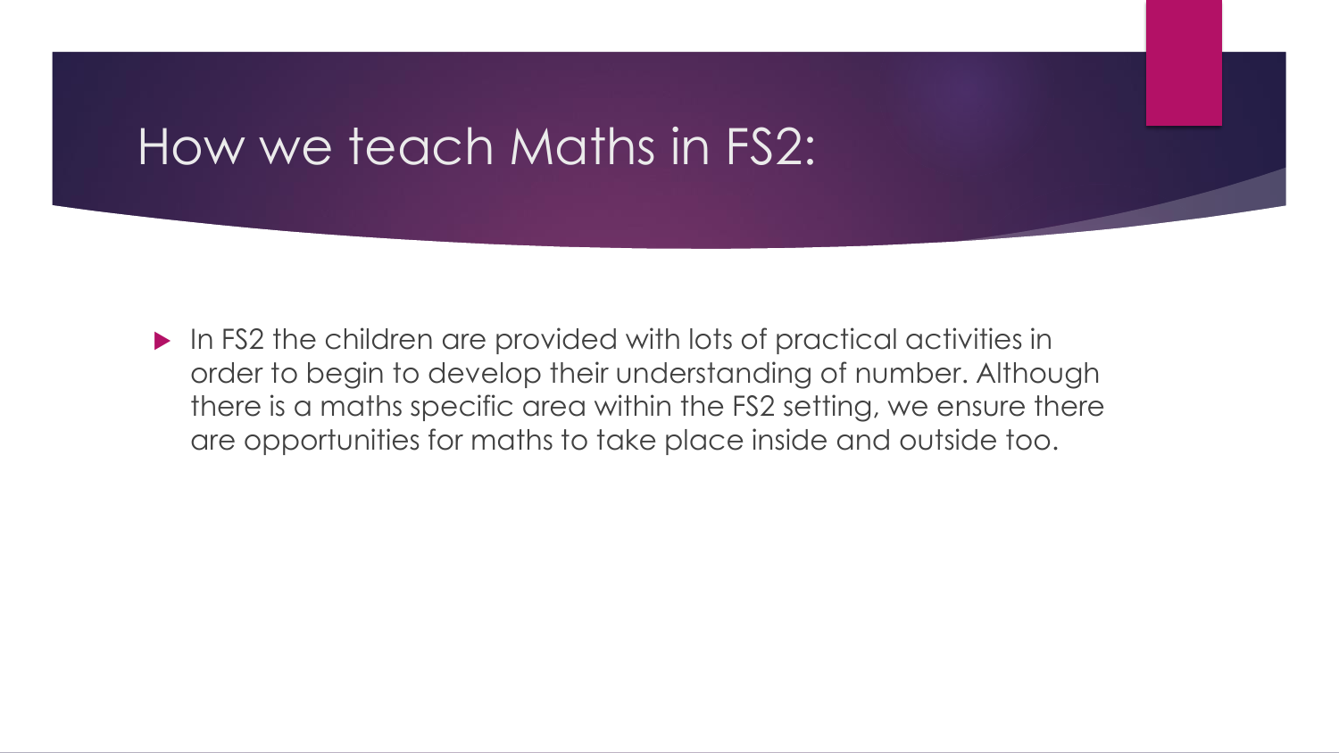# How we teach Maths in FS2:

- In FS2 the children are provided with lots of practical activities in order to begin to develop their understanding of number. Although there is a maths specific area within the FS2 setting, we ensure there are opportunities for maths to take place inside and outside too.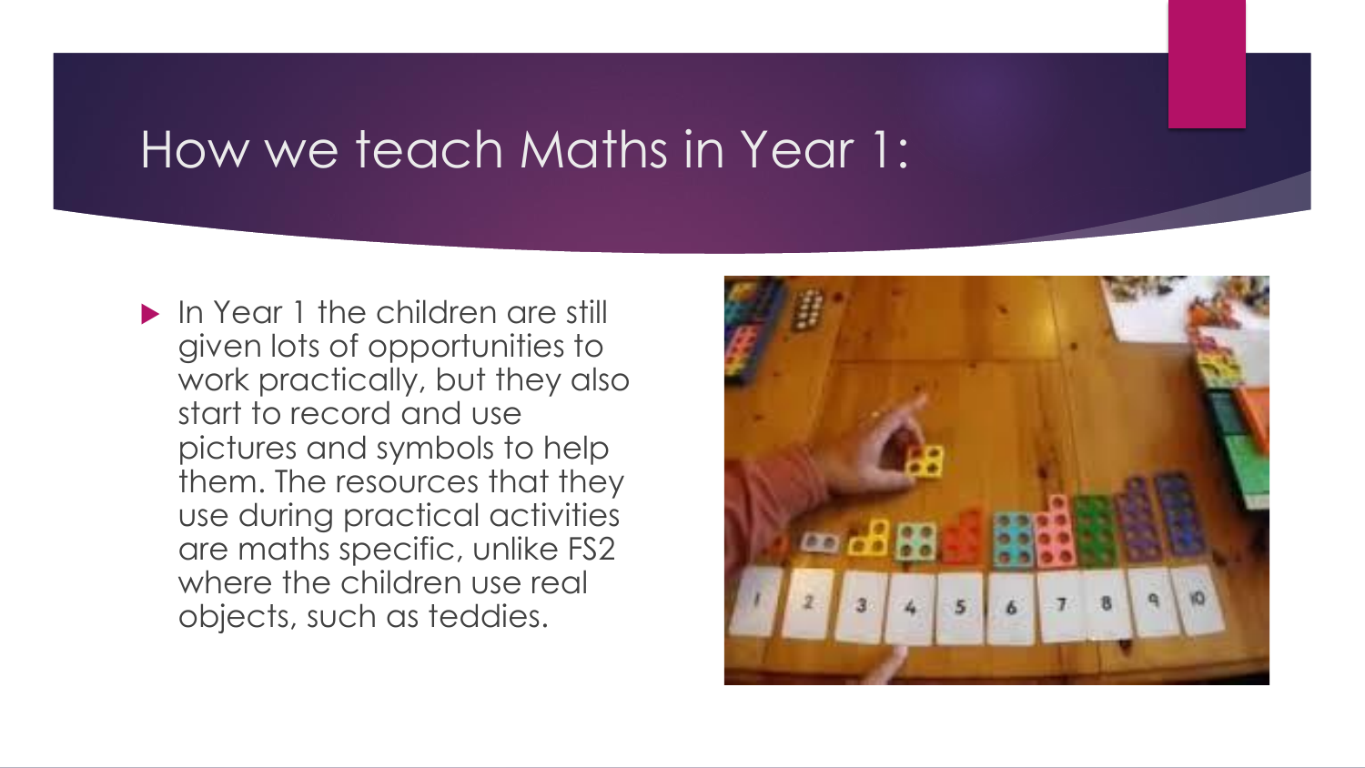# How we teach Maths in Year 1:

- In Year 1 the children are still given lots of opportunities to work practically, but they also start to record and use pictures and symbols to help them. The resources that they use during practical activities are maths specific, unlike FS2 where the children use real objects, such as teddies.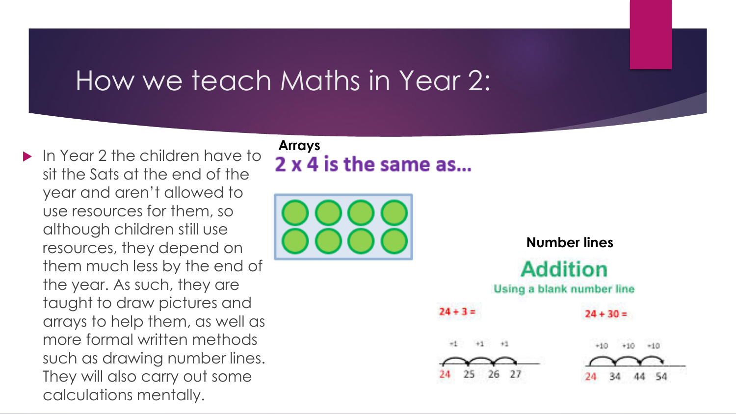# How we teach Maths in Year 2:

- In Year 2 the children have to sit the Sats at the end of the year and aren't allowed to use resources for them, so although children still use resources, they depend on them much less by the end of the year. As such, they are taught to draw pictures and arrays to help them, as well as more formal written methods such as drawing number lines. They will also carry out some calculations mentally.

**Arrays**

**2 x 4 is the same as...**

**Number lines**

**Addition**

Using a blank number line

24 + 3 =

+1 +1 +1

24 25 26 27

24 + 30 =

+10 +10 +10

24 34 44 54